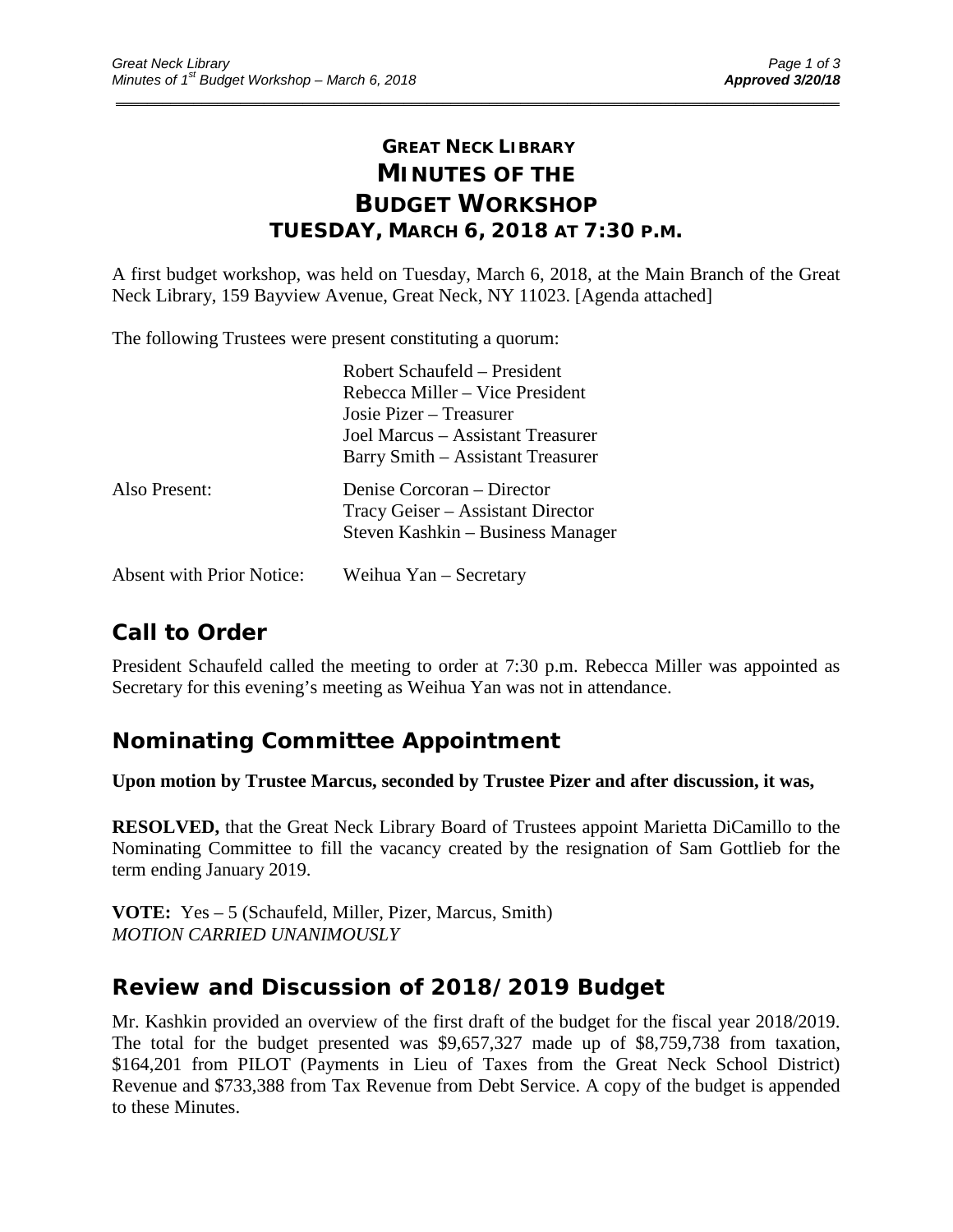# GREAT NECK LIBRARY
# MINUTES OF THE BUDGET WORKSHOP
## TUESDAY, MARCH 6, 2018 AT 7:30 P.M.

A first budget workshop, was held on Tuesday, March 6, 2018, at the Main Branch of the Great Neck Library, 159 Bayview Avenue, Great Neck, NY 11023. [Agenda attached]

The following Trustees were present constituting a quorum:

| | |
|---|---|
| | Robert Schaufeld – President |
| | Rebecca Miller – Vice President |
| | Josie Pizer – Treasurer |
| | Joel Marcus – Assistant Treasurer |
| | Barry Smith – Assistant Treasurer |
| Also Present: | Denise Corcoran – Director |
| | Tracy Geiser – Assistant Director |
| | Steven Kashkin – Business Manager |
| Absent with Prior Notice: | Weihua Yan – Secretary |

## Call to Order

President Schaufeld called the meeting to order at 7:30 p.m. Rebecca Miller was appointed as Secretary for this evening's meeting as Weihua Yan was not in attendance.

## Nominating Committee Appointment

**Upon motion by Trustee Marcus, seconded by Trustee Pizer and after discussion, it was,**

**RESOLVED,** that the Great Neck Library Board of Trustees appoint Marietta DiCamillo to the Nominating Committee to fill the vacancy created by the resignation of Sam Gottlieb for the term ending January 2019.

**VOTE:** Yes – 5 (Schaufeld, Miller, Pizer, Marcus, Smith)
*MOTION CARRIED UNANIMOUSLY*

## Review and Discussion of 2018/2019 Budget

Mr. Kashkin provided an overview of the first draft of the budget for the fiscal year 2018/2019. The total for the budget presented was $9,657,327 made up of $8,759,738 from taxation, $164,201 from PILOT (Payments in Lieu of Taxes from the Great Neck School District) Revenue and $733,388 from Tax Revenue from Debt Service. A copy of the budget is appended to these Minutes.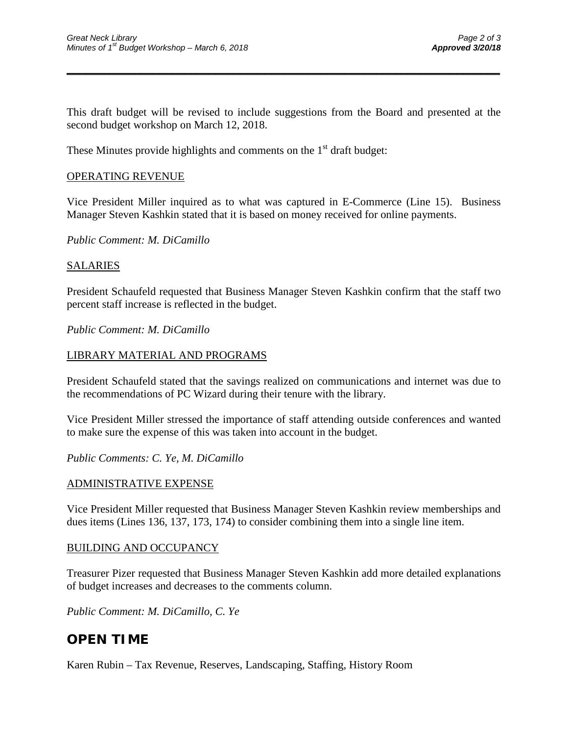This draft budget will be revised to include suggestions from the Board and presented at the second budget workshop on March 12, 2018.

These Minutes provide highlights and comments on the 1st draft budget:

OPERATING REVENUE

Vice President Miller inquired as to what was captured in E-Commerce (Line 15). Business Manager Steven Kashkin stated that it is based on money received for online payments.

*Public Comment: M. DiCamillo*

SALARIES

President Schaufeld requested that Business Manager Steven Kashkin confirm that the staff two percent staff increase is reflected in the budget.

*Public Comment: M. DiCamillo*

LIBRARY MATERIAL AND PROGRAMS

President Schaufeld stated that the savings realized on communications and internet was due to the recommendations of PC Wizard during their tenure with the library.

Vice President Miller stressed the importance of staff attending outside conferences and wanted to make sure the expense of this was taken into account in the budget.

*Public Comments: C. Ye, M. DiCamillo*

ADMINISTRATIVE EXPENSE

Vice President Miller requested that Business Manager Steven Kashkin review memberships and dues items (Lines 136, 137, 173, 174) to consider combining them into a single line item.

BUILDING AND OCCUPANCY

Treasurer Pizer requested that Business Manager Steven Kashkin add more detailed explanations of budget increases and decreases to the comments column.

*Public Comment: M. DiCamillo, C. Ye*

## OPEN TIME

Karen Rubin – Tax Revenue, Reserves, Landscaping, Staffing, History Room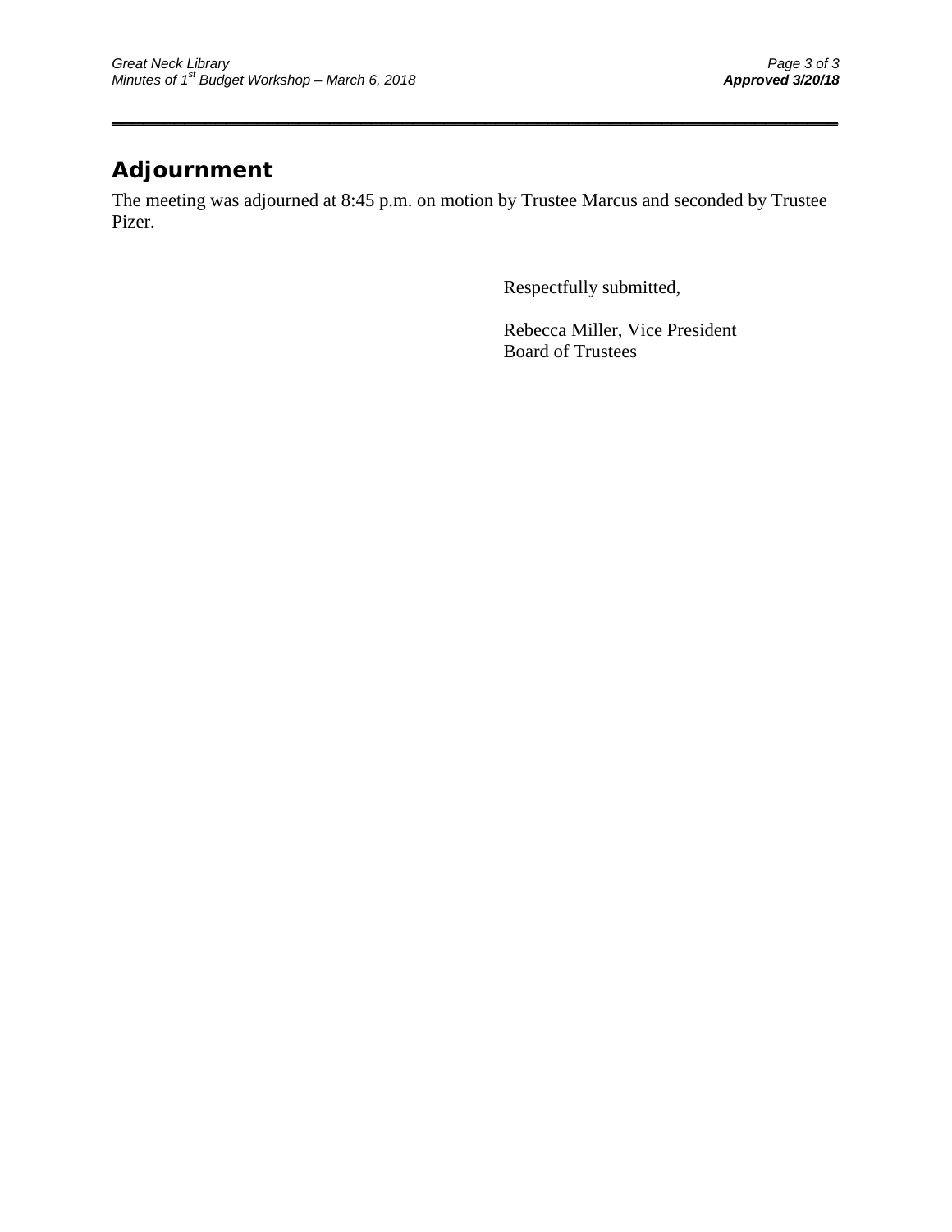## Adjournment

The meeting was adjourned at 8:45 p.m. on motion by Trustee Marcus and seconded by Trustee Pizer.

Respectfully submitted,

Rebecca Miller, Vice President
Board of Trustees